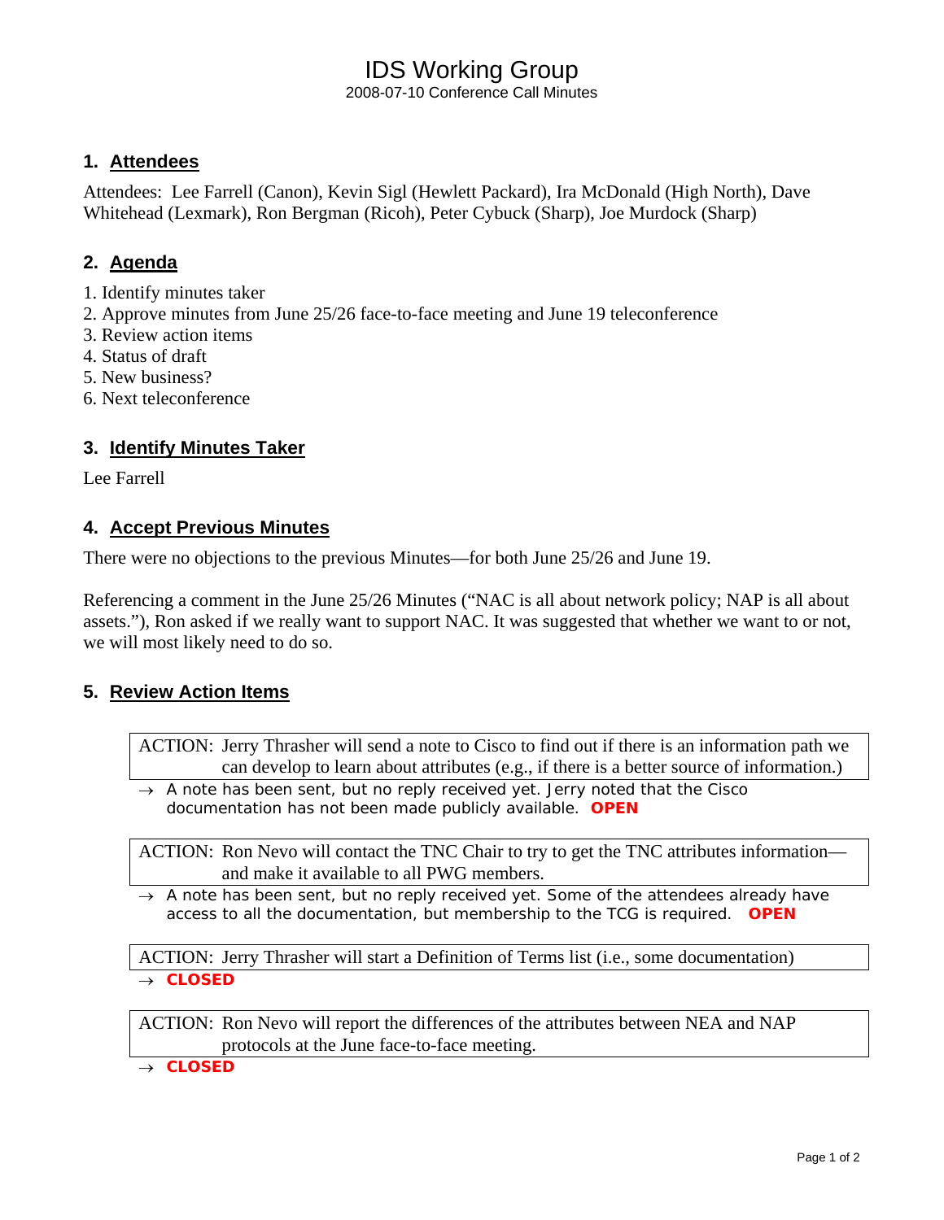# IDS Working Group

2008-07-10 Conference Call Minutes

## 1. Attendees

Attendees: Lee Farrell (Canon), Kevin Sigl (Hewlett Packard), Ira McDonald (High North), Dave Whitehead (Lexmark), Ron Bergman (Ricoh), Peter Cybuck (Sharp), Joe Murdock (Sharp)

## 2. Agenda

1. Identify minutes taker
2. Approve minutes from June 25/26 face-to-face meeting and June 19 teleconference
3. Review action items
4. Status of draft
5. New business?
6. Next teleconference

## 3. Identify Minutes Taker

Lee Farrell

## 4. Accept Previous Minutes

There were no objections to the previous Minutes—for both June 25/26 and June 19.

Referencing a comment in the June 25/26 Minutes ("NAC is all about network policy; NAP is all about assets."), Ron asked if we really want to support NAC. It was suggested that whether we want to or not, we will most likely need to do so.

## 5. Review Action Items

ACTION: Jerry Thrasher will send a note to Cisco to find out if there is an information path we can develop to learn about attributes (e.g., if there is a better source of information.)

→ A note has been sent, but no reply received yet. Jerry noted that the Cisco documentation has not been made publicly available. **OPEN**

ACTION: Ron Nevo will contact the TNC Chair to try to get the TNC attributes information—and make it available to all PWG members.

→ A note has been sent, but no reply received yet. Some of the attendees already have access to all the documentation, but membership to the TCG is required. **OPEN**

ACTION: Jerry Thrasher will start a Definition of Terms list (i.e., some documentation)

→ **CLOSED**

ACTION: Ron Nevo will report the differences of the attributes between NEA and NAP protocols at the June face-to-face meeting.

→ **CLOSED**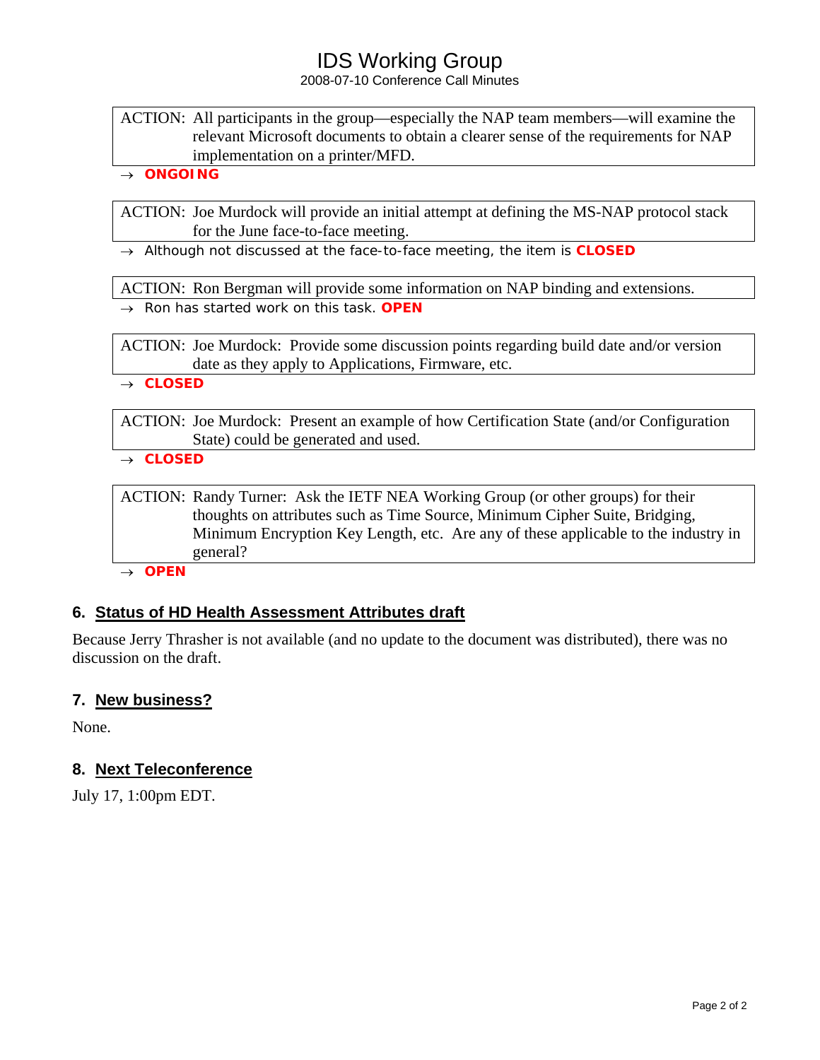# IDS Working Group

2008-07-10 Conference Call Minutes

ACTION: All participants in the group—especially the NAP team members—will examine the relevant Microsoft documents to obtain a clearer sense of the requirements for NAP implementation on a printer/MFD.

→ **ONGOING**

ACTION: Joe Murdock will provide an initial attempt at defining the MS-NAP protocol stack for the June face-to-face meeting.

→ Although not discussed at the face-to-face meeting, the item is **CLOSED**

ACTION: Ron Bergman will provide some information on NAP binding and extensions.

→ Ron has started work on this task. **OPEN**

ACTION: Joe Murdock: Provide some discussion points regarding build date and/or version date as they apply to Applications, Firmware, etc.

→ **CLOSED**

ACTION: Joe Murdock: Present an example of how Certification State (and/or Configuration State) could be generated and used.

→ **CLOSED**

ACTION: Randy Turner: Ask the IETF NEA Working Group (or other groups) for their thoughts on attributes such as Time Source, Minimum Cipher Suite, Bridging, Minimum Encryption Key Length, etc. Are any of these applicable to the industry in general?

→ **OPEN**

## 6. Status of HD Health Assessment Attributes draft

Because Jerry Thrasher is not available (and no update to the document was distributed), there was no discussion on the draft.

## 7. New business?

None.

## 8. Next Teleconference

July 17, 1:00pm EDT.